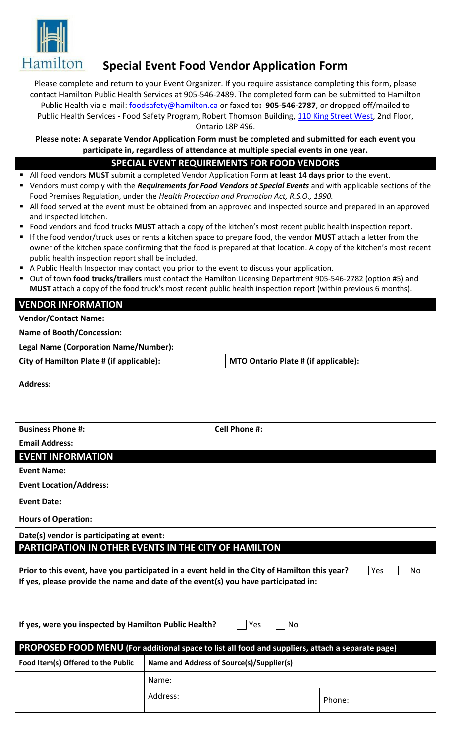Hamilton

# Special Event Food Vendor Application Form

Please complete and return to your Event Organizer. If you require assistance completing this form, please contact Hamilton Public Health Services at 905-546-2489. The completed form can be submitted to Hamilton Public Health via e-mail: foodsafety@hamilton.ca or faxed to: **905-546-2787**, or dropped off/mailed to Public Health Services - Food Safety Program, Robert Thomson Building, 110 King Street West, 2nd Floor, Ontario L8P 4S6.

**Please note: A separate Vendor Application Form must be completed and submitted for each event you participate in, regardless of attendance at multiple special events in one year.**

## SPECIAL EVENT REQUIREMENTS FOR FOOD VENDORS

- All food vendors **MUST** submit a completed Vendor Application Form **at least 14 days prior** to the event.
- Vendors must comply with the ***Requirements for Food Vendors at Special Events*** and with applicable sections of the Food Premises Regulation, under the *Health Protection and Promotion Act, R.S.O., 1990.*
- All food served at the event must be obtained from an approved and inspected source and prepared in an approved and inspected kitchen.
- Food vendors and food trucks **MUST** attach a copy of the kitchen's most recent public health inspection report.
- If the food vendor/truck uses or rents a kitchen space to prepare food, the vendor **MUST** attach a letter from the owner of the kitchen space confirming that the food is prepared at that location. A copy of the kitchen's most recent public health inspection report shall be included.
- A Public Health Inspector may contact you prior to the event to discuss your application.
- Out of town **food trucks/trailers** must contact the Hamilton Licensing Department 905-546-2782 (option #5) and **MUST** attach a copy of the food truck's most recent public health inspection report (within previous 6 months).

## VENDOR INFORMATION

**Vendor/Contact Name:**

**Name of Booth/Concession:**

**Legal Name (Corporation Name/Number):**

**City of Hamilton Plate # (if applicable):** **MTO Ontario Plate # (if applicable):**

**Address:**

**Business Phone #:** **Cell Phone #:**

**Email Address:**

## EVENT INFORMATION

**Event Name:**

**Event Location/Address:**

**Event Date:**

**Hours of Operation:**

**Date(s) vendor is participating at event:**

## PARTICIPATION IN OTHER EVENTS IN THE CITY OF HAMILTON

**Prior to this event, have you participated in a event held in the City of Hamilton this year?** ☐ Yes ☐ No

**If yes, please provide the name and date of the event(s) you have participated in:**

**If yes, were you inspected by Hamilton Public Health?** ☐ Yes ☐ No

## PROPOSED FOOD MENU (For additional space to list all food and suppliers, attach a separate page)

| Food Item(s) Offered to the Public | Name and Address of Source(s)/Supplier(s) | |
|---|---|---|
| | Name: | |
| | Address: | Phone: |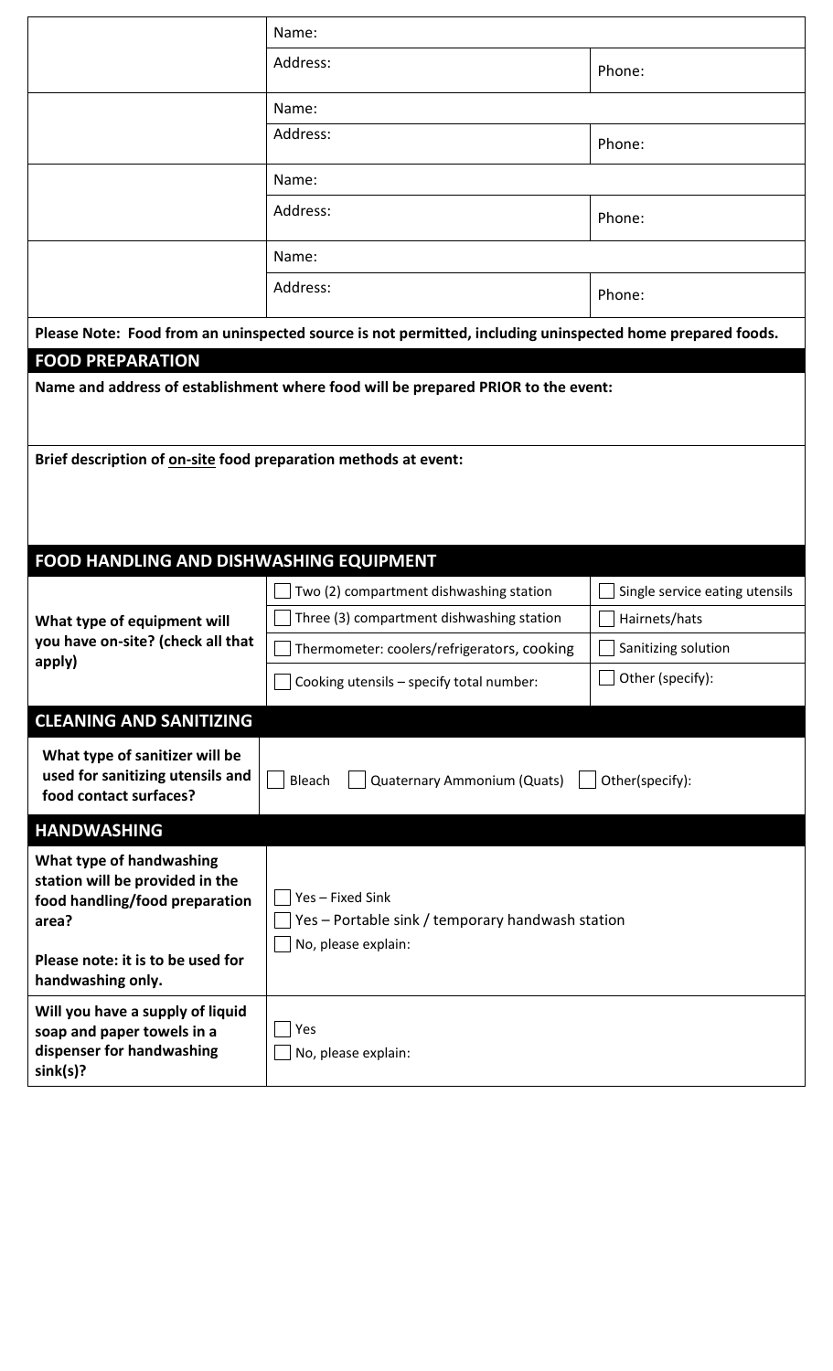| | | |
|---|---|---|
| | Name: | |
| | Address: | Phone: |
| | Name: | |
| | Address: | Phone: |
| | Name: | |
| | Address: | Phone: |
| | Name: | |
| | Address: | Phone: |

**Please Note: Food from an uninspected source is not permitted, including uninspected home prepared foods.**

## FOOD PREPARATION

**Name and address of establishment where food will be prepared PRIOR to the event:**

**Brief description of on-site food preparation methods at event:**

## FOOD HANDLING AND DISHWASHING EQUIPMENT

| | | |
|---|---|---|
| **What type of equipment will you have on-site? (check all that apply)** | ☐ Two (2) compartment dishwashing station | ☐ Single service eating utensils |
| | ☐ Three (3) compartment dishwashing station | ☐ Hairnets/hats |
| | ☐ Thermometer: coolers/refrigerators, cooking | ☐ Sanitizing solution |
| | ☐ Cooking utensils – specify total number: | ☐ Other (specify): |

## CLEANING AND SANITIZING

| | |
|---|---|
| **What type of sanitizer will be used for sanitizing utensils and food contact surfaces?** | ☐ Bleach ☐ Quaternary Ammonium (Quats) ☐ Other(specify): |

## HANDWASHING

| | |
|---|---|
| **What type of handwashing station will be provided in the food handling/food preparation area?** **Please note: it is to be used for handwashing only.** | ☐ Yes – Fixed Sink<br>☐ Yes – Portable sink / temporary handwash station<br>☐ No, please explain: |
| **Will you have a supply of liquid soap and paper towels in a dispenser for handwashing sink(s)?** | ☐ Yes<br>☐ No, please explain: |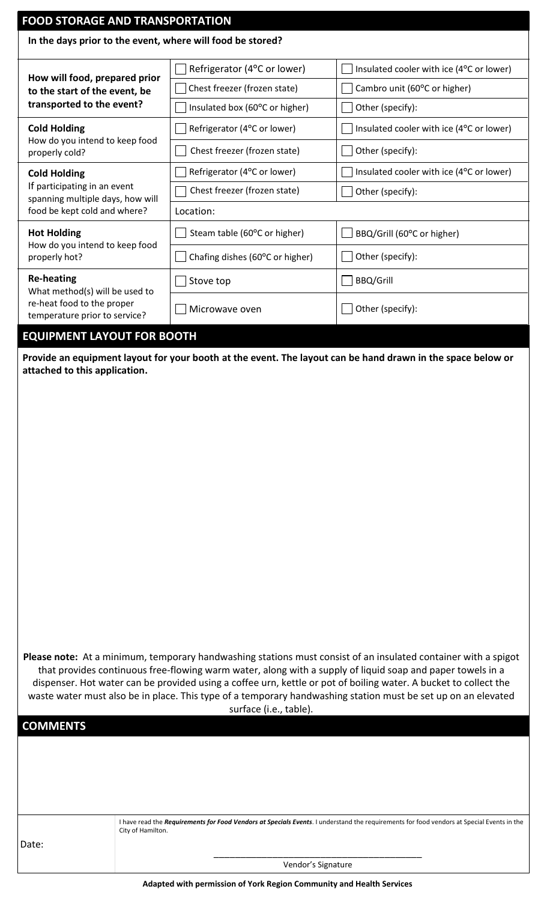## FOOD STORAGE AND TRANSPORTATION

**In the days prior to the event, where will food be stored?**

| | | |
|---|---|---|
| **How will food, prepared prior to the start of the event, be transported to the event?** | ☐ Refrigerator (4°C or lower) | ☐ Insulated cooler with ice (4°C or lower) |
| | ☐ Chest freezer (frozen state) | ☐ Cambro unit (60°C or higher) |
| | ☐ Insulated box (60°C or higher) | ☐ Other (specify): |
| **Cold Holding** How do you intend to keep food properly cold? | ☐ Refrigerator (4°C or lower) | ☐ Insulated cooler with ice (4°C or lower) |
| | ☐ Chest freezer (frozen state) | ☐ Other (specify): |
| **Cold Holding** If participating in an event spanning multiple days, how will food be kept cold and where? | ☐ Refrigerator (4°C or lower) | ☐ Insulated cooler with ice (4°C or lower) |
| | ☐ Chest freezer (frozen state) | ☐ Other (specify): |
| | Location: | |
| **Hot Holding** How do you intend to keep food properly hot? | ☐ Steam table (60°C or higher) | ☐ BBQ/Grill (60°C or higher) |
| | ☐ Chafing dishes (60°C or higher) | ☐ Other (specify): |
| **Re-heating** What method(s) will be used to re-heat food to the proper temperature prior to service? | ☐ Stove top | ☐ BBQ/Grill |
| | ☐ Microwave oven | ☐ Other (specify): |

## EQUIPMENT LAYOUT FOR BOOTH

**Provide an equipment layout for your booth at the event. The layout can be hand drawn in the space below or attached to this application.**

**Please note:** At a minimum, temporary handwashing stations must consist of an insulated container with a spigot that provides continuous free-flowing warm water, along with a supply of liquid soap and paper towels in a dispenser. Hot water can be provided using a coffee urn, kettle or pot of boiling water. A bucket to collect the waste water must also be in place. This type of a temporary handwashing station must be set up on an elevated surface (i.e., table).

## COMMENTS

Date:

I have read the ***Requirements for Food Vendors at Specials Events***. I understand the requirements for food vendors at Special Events in the City of Hamilton.

\_\_\_\_\_\_\_\_\_\_\_\_\_\_\_\_\_\_\_\_\_\_\_\_\_\_\_\_\_\_\_\_\_\_\_\_\_\_\_\_

Vendor's Signature

**Adapted with permission of York Region Community and Health Services**